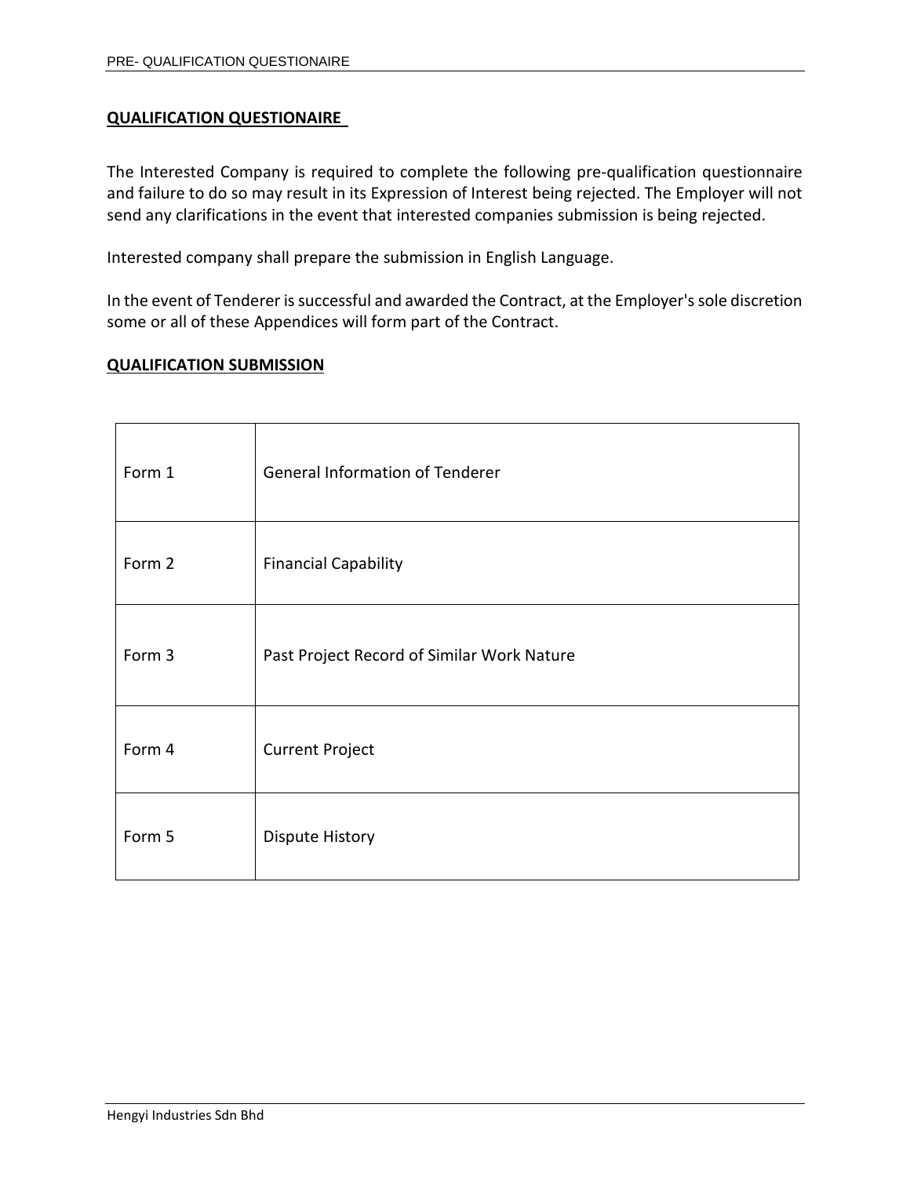## QUALIFICATION QUESTIONAIRE

The Interested Company is required to complete the following pre-qualification questionnaire and failure to do so may result in its Expression of Interest being rejected. The Employer will not send any clarifications in the event that interested companies submission is being rejected.

Interested company shall prepare the submission in English Language.

In the event of Tenderer is successful and awarded the Contract, at the Employer's sole discretion some or all of these Appendices will form part of the Contract.

## QUALIFICATION SUBMISSION

| | |
|---|---|
| Form 1 | General Information of Tenderer |
| Form 2 | Financial Capability |
| Form 3 | Past Project Record of Similar Work Nature |
| Form 4 | Current Project |
| Form 5 | Dispute History |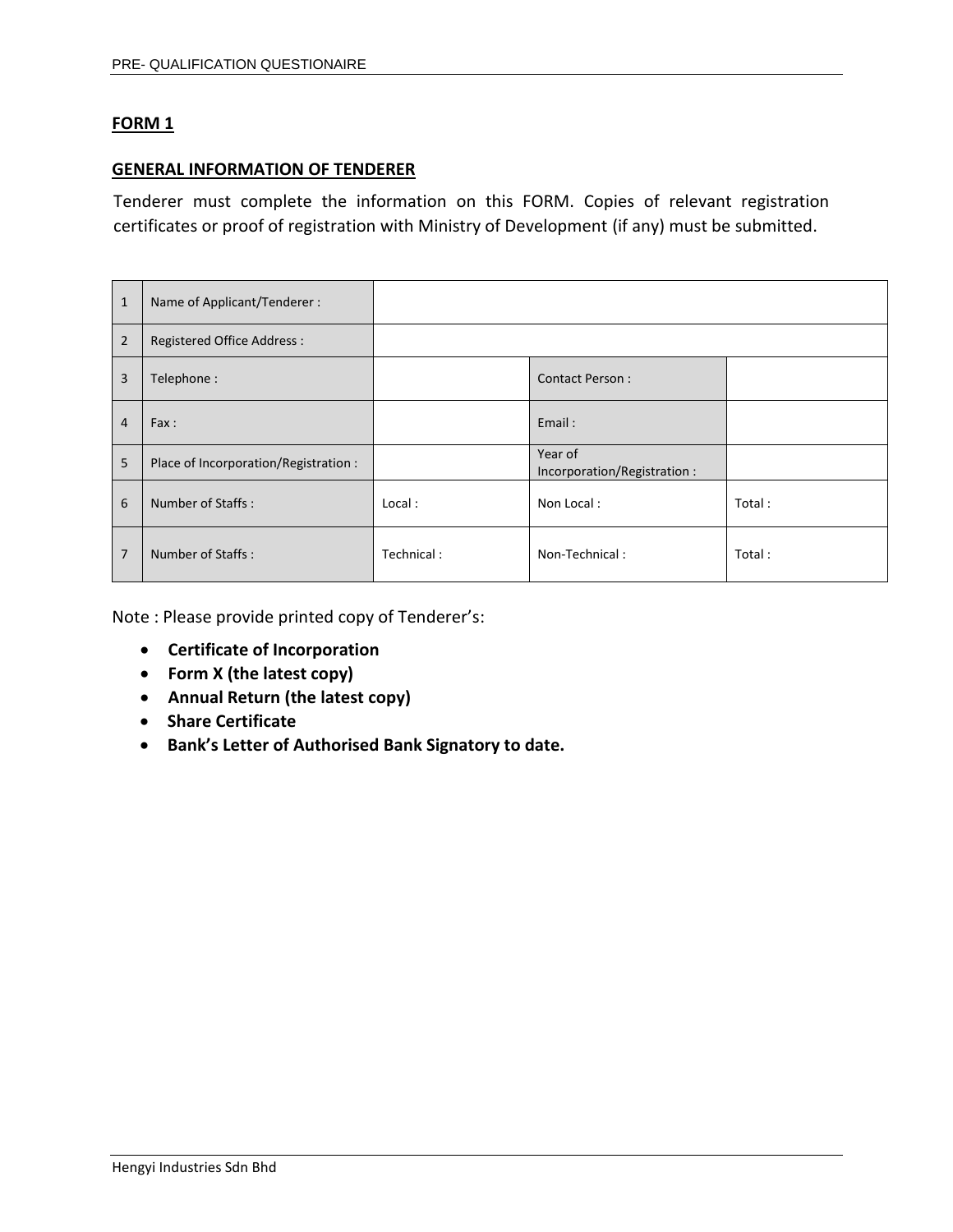**FORM 1**

**GENERAL INFORMATION OF TENDERER**

Tenderer must complete the information on this FORM. Copies of relevant registration certificates or proof of registration with Ministry of Development (if any) must be submitted.

| | | | | |
|---|---|---|---|---|
| 1 | Name of Applicant/Tenderer : | | | |
| 2 | Registered Office Address : | | | |
| 3 | Telephone : | | Contact Person : | |
| 4 | Fax : | | Email : | |
| 5 | Place of Incorporation/Registration : | | Year of Incorporation/Registration : | |
| 6 | Number of Staffs : | Local : | Non Local : | Total : |
| 7 | Number of Staffs : | Technical : | Non-Technical : | Total : |

Note : Please provide printed copy of Tenderer's:

- **Certificate of Incorporation**
- **Form X (the latest copy)**
- **Annual Return (the latest copy)**
- **Share Certificate**
- **Bank's Letter of Authorised Bank Signatory to date.**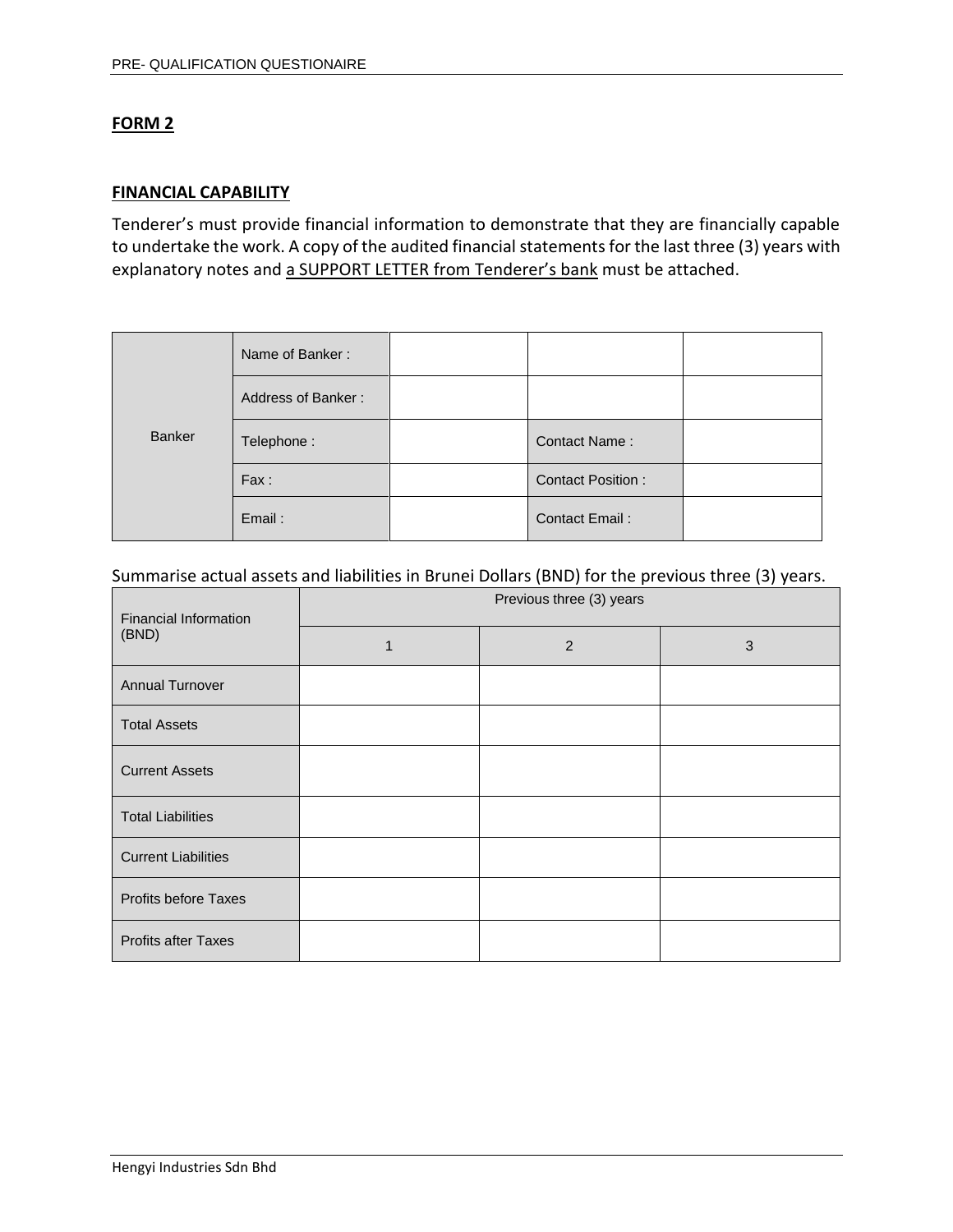**FORM 2**

**FINANCIAL CAPABILITY**

Tenderer's must provide financial information to demonstrate that they are financially capable to undertake the work. A copy of the audited financial statements for the last three (3) years with explanatory notes and <u>a SUPPORT LETTER from Tenderer's bank</u> must be attached.

| Banker | Name of Banker : | | | |
|---|---|---|---|---|
| | Address of Banker : | | | |
| | Telephone : | | Contact Name : | |
| | Fax : | | Contact Position : | |
| | Email : | | Contact Email : | |

Summarise actual assets and liabilities in Brunei Dollars (BND) for the previous three (3) years.

| Financial Information (BND) | Previous three (3) years | | |
|---|---|---|---|
| | 1 | 2 | 3 |
| Annual Turnover | | | |
| Total Assets | | | |
| Current Assets | | | |
| Total Liabilities | | | |
| Current Liabilities | | | |
| Profits before Taxes | | | |
| Profits after Taxes | | | |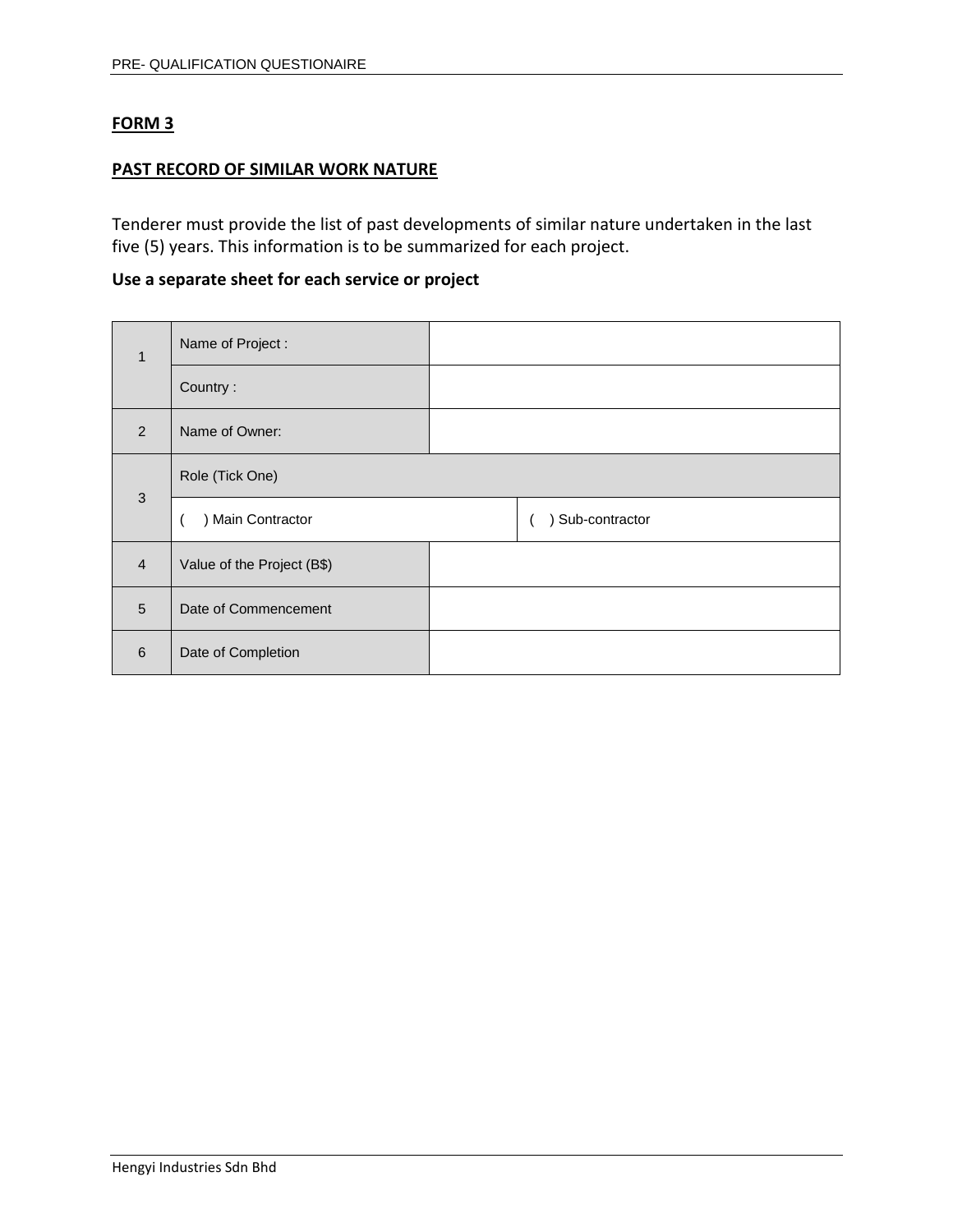**FORM 3**

**PAST RECORD OF SIMILAR WORK NATURE**

Tenderer must provide the list of past developments of similar nature undertaken in the last five (5) years. This information is to be summarized for each project.

**Use a separate sheet for each service or project**

| | | | |
|---|---|---|---|
| 1 | Name of Project : | | |
| | Country : | | |
| 2 | Name of Owner: | | |
| 3 | Role (Tick One) | | |
| | (   ) Main Contractor | | (   ) Sub-contractor |
| 4 | Value of the Project (B$) | | |
| 5 | Date of Commencement | | |
| 6 | Date of Completion | | |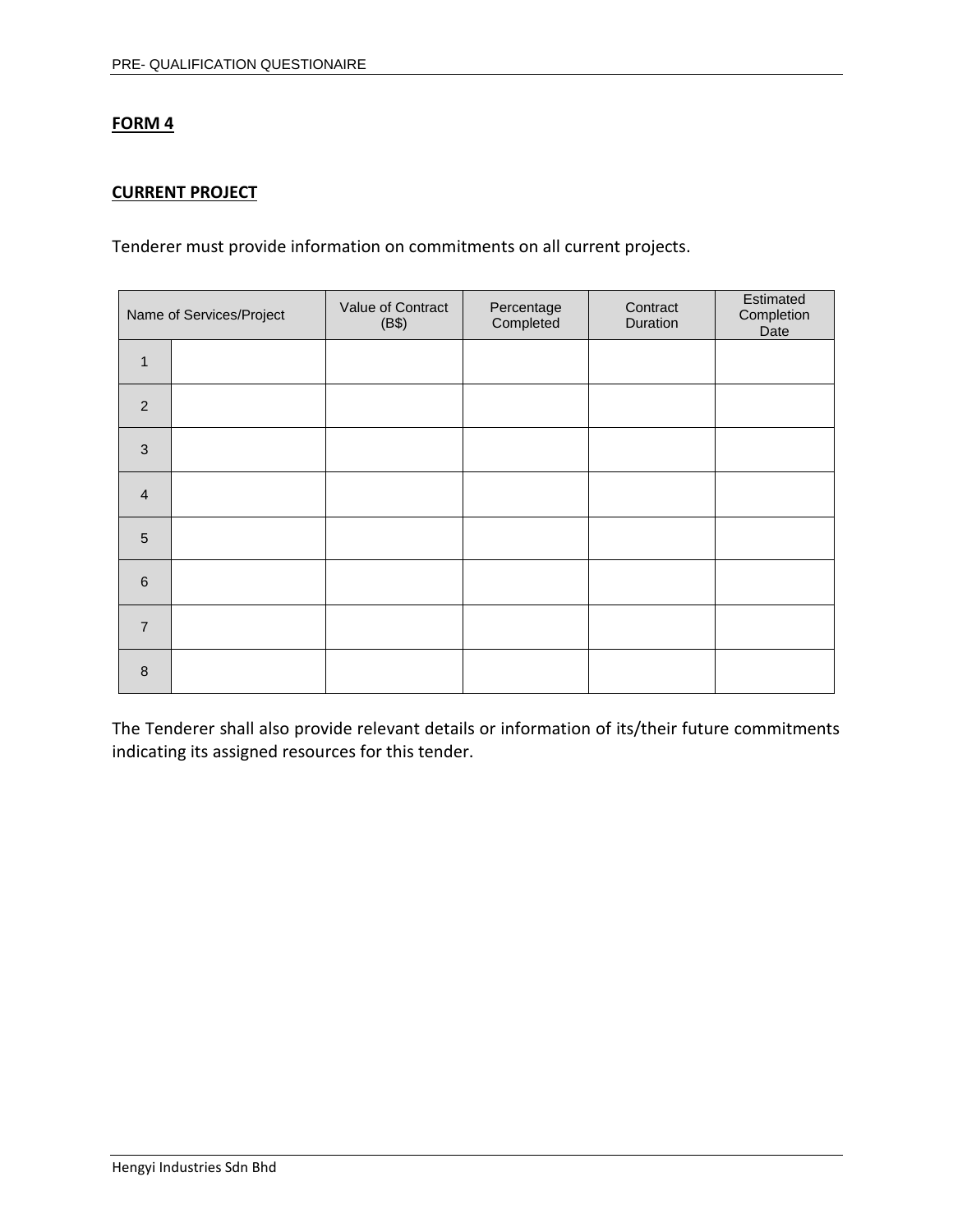**FORM 4**

**CURRENT PROJECT**

Tenderer must provide information on commitments on all current projects.

| Name of Services/Project | | Value of Contract (B$) | Percentage Completed | Contract Duration | Estimated Completion Date |
|---|---|---|---|---|---|
| 1 | | | | | |
| 2 | | | | | |
| 3 | | | | | |
| 4 | | | | | |
| 5 | | | | | |
| 6 | | | | | |
| 7 | | | | | |
| 8 | | | | | |

The Tenderer shall also provide relevant details or information of its/their future commitments indicating its assigned resources for this tender.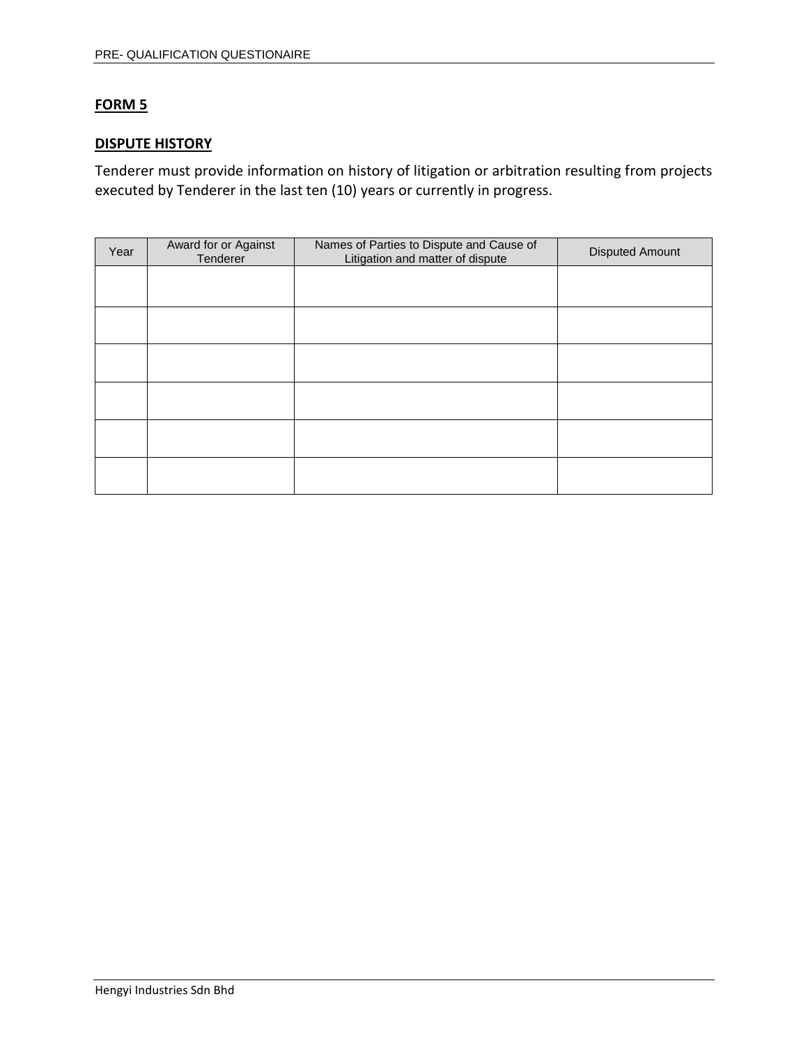**FORM 5**

**DISPUTE HISTORY**

Tenderer must provide information on history of litigation or arbitration resulting from projects executed by Tenderer in the last ten (10) years or currently in progress.

| Year | Award for or Against Tenderer | Names of Parties to Dispute and Cause of Litigation and matter of dispute | Disputed Amount |
| --- | --- | --- | --- |
| | | | |
| | | | |
| | | | |
| | | | |
| | | | |
| | | | |